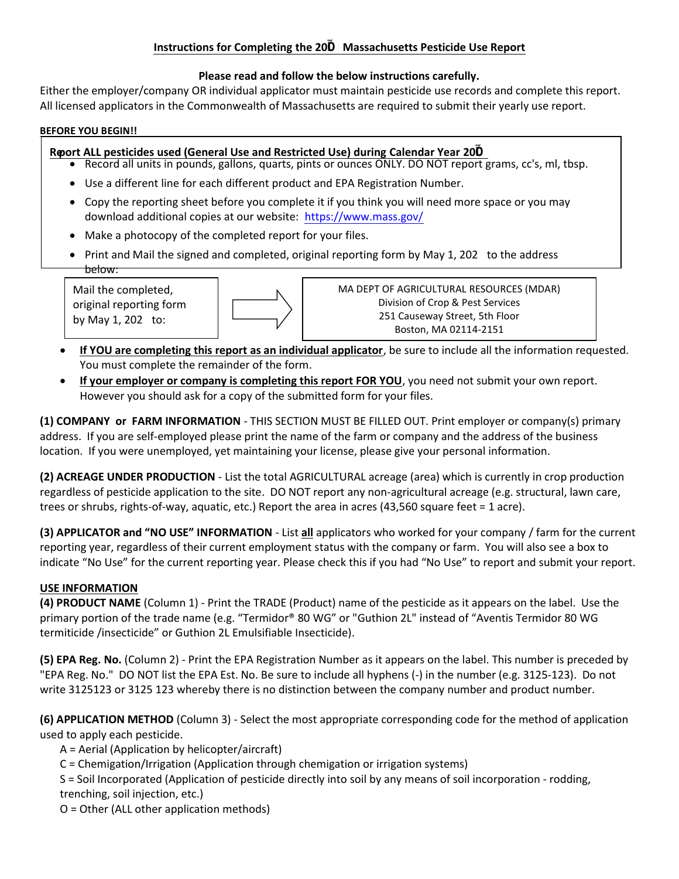## Instructions for Completing the 20Ŏ  Massachusetts Pesticide Use Report

**Please read and follow the below instructions carefully.**

Either the employer/company OR individual applicator must maintain pesticide use records and complete this report. All licensed applicators in the Commonwealth of Massachusetts are required to submit their yearly use report.

**BEFORE YOU BEGIN!!**

**Report ALL pesticides used (General Use and Restricted Use) during Calendar Year 20Ŏ**

- Record all units in pounds, gallons, quarts, pints or ounces ONLY. DO NOT report grams, cc's, ml, tbsp.
- Use a different line for each different product and EPA Registration Number.
- Copy the reporting sheet before you complete it if you think you will need more space or you may download additional copies at our website: https://www.mass.gov/
- Make a photocopy of the completed report for your files.
- Print and Mail the signed and completed, original reporting form by May 1, 202   to the address below:

Mail the completed, original reporting form by May 1, 202   to:

MA DEPT OF AGRICULTURAL RESOURCES (MDAR)
Division of Crop & Pest Services
251 Causeway Street, 5th Floor
Boston, MA 02114-2151

- **If YOU are completing this report as an individual applicator**, be sure to include all the information requested. You must complete the remainder of the form.
- **If your employer or company is completing this report FOR YOU**, you need not submit your own report. However you should ask for a copy of the submitted form for your files.

**(1) COMPANY or FARM INFORMATION** - THIS SECTION MUST BE FILLED OUT. Print employer or company(s) primary address. If you are self-employed please print the name of the farm or company and the address of the business location. If you were unemployed, yet maintaining your license, please give your personal information.

**(2) ACREAGE UNDER PRODUCTION** - List the total AGRICULTURAL acreage (area) which is currently in crop production regardless of pesticide application to the site. DO NOT report any non-agricultural acreage (e.g. structural, lawn care, trees or shrubs, rights-of-way, aquatic, etc.) Report the area in acres (43,560 square feet = 1 acre).

**(3) APPLICATOR and "NO USE" INFORMATION** - List **all** applicators who worked for your company / farm for the current reporting year, regardless of their current employment status with the company or farm. You will also see a box to indicate "No Use" for the current reporting year. Please check this if you had "No Use" to report and submit your report.

**USE INFORMATION**

**(4) PRODUCT NAME** (Column 1) - Print the TRADE (Product) name of the pesticide as it appears on the label. Use the primary portion of the trade name (e.g. "Termidor® 80 WG" or "Guthion 2L" instead of "Aventis Termidor 80 WG termiticide /insecticide" or Guthion 2L Emulsifiable Insecticide).

**(5) EPA Reg. No.** (Column 2) - Print the EPA Registration Number as it appears on the label. This number is preceded by "EPA Reg. No." DO NOT list the EPA Est. No. Be sure to include all hyphens (-) in the number (e.g. 3125-123). Do not write 3125123 or 3125 123 whereby there is no distinction between the company number and product number.

**(6) APPLICATION METHOD** (Column 3) - Select the most appropriate corresponding code for the method of application used to apply each pesticide.

A = Aerial (Application by helicopter/aircraft)
C = Chemigation/Irrigation (Application through chemigation or irrigation systems)
S = Soil Incorporated (Application of pesticide directly into soil by any means of soil incorporation - rodding, trenching, soil injection, etc.)
O = Other (ALL other application methods)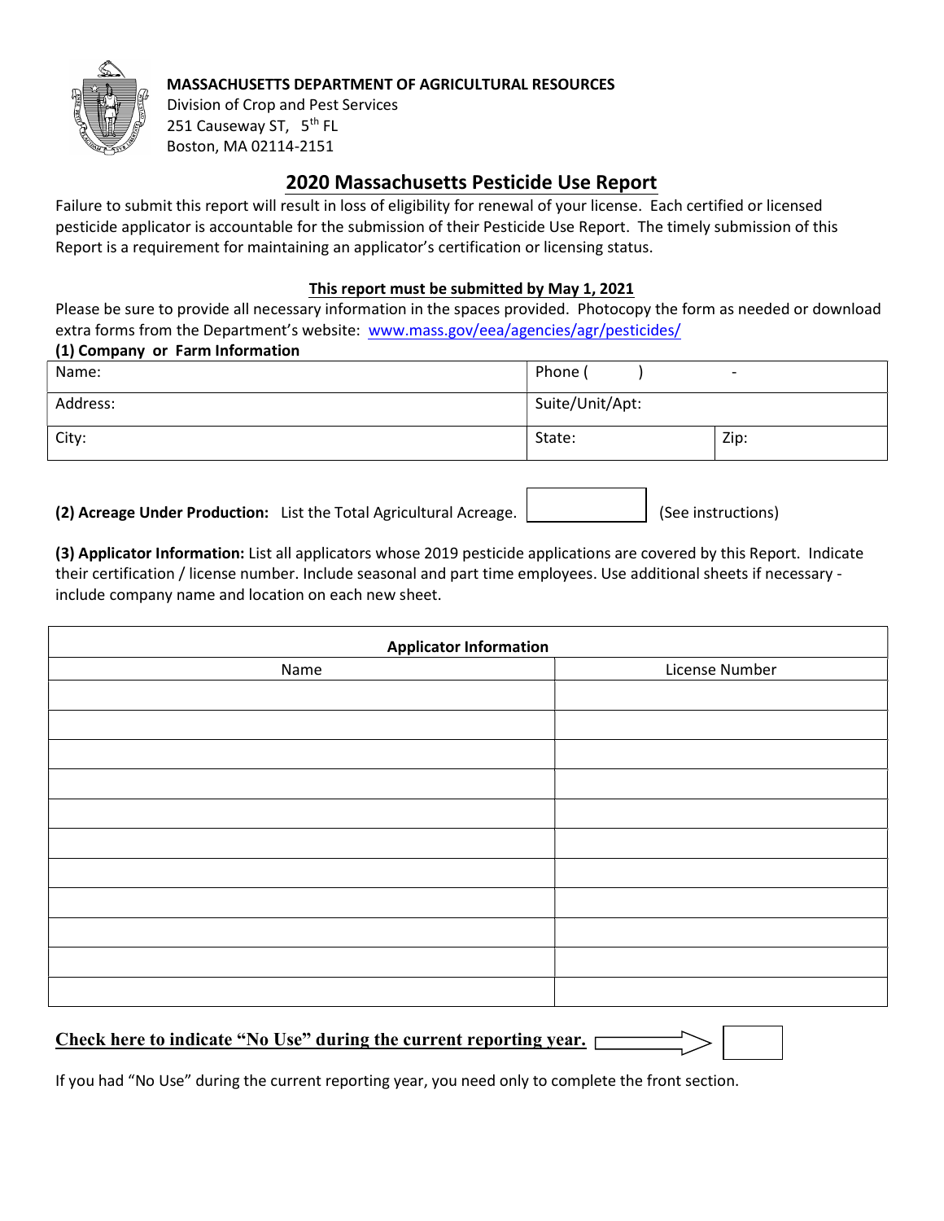**MASSACHUSETTS DEPARTMENT OF AGRICULTURAL RESOURCES**
Division of Crop and Pest Services
251 Causeway ST, 5th FL
Boston, MA 02114-2151

# 2020 Massachusetts Pesticide Use Report

Failure to submit this report will result in loss of eligibility for renewal of your license. Each certified or licensed pesticide applicator is accountable for the submission of their Pesticide Use Report. The timely submission of this Report is a requirement for maintaining an applicator's certification or licensing status.

**This report must be submitted by May 1, 2021**

Please be sure to provide all necessary information in the spaces provided. Photocopy the form as needed or download extra forms from the Department's website: www.mass.gov/eea/agencies/agr/pesticides/

**(1) Company or Farm Information**

| Name: | Phone ( ) - | |
|---|---|---|
| Address: | Suite/Unit/Apt: | |
| City: | State: | Zip: |

**(2) Acreage Under Production:** List the Total Agricultural Acreage. [ ] (See instructions)

**(3) Applicator Information:** List all applicators whose 2019 pesticide applications are covered by this Report. Indicate their certification / license number. Include seasonal and part time employees. Use additional sheets if necessary - include company name and location on each new sheet.

| **Applicator Information** | |
|---|---|
| Name | License Number |
| | |
| | |
| | |
| | |
| | |
| | |
| | |
| | |
| | |
| | |
| | |

**Check here to indicate "No Use" during the current reporting year.** [ ]

If you had "No Use" during the current reporting year, you need only to complete the front section.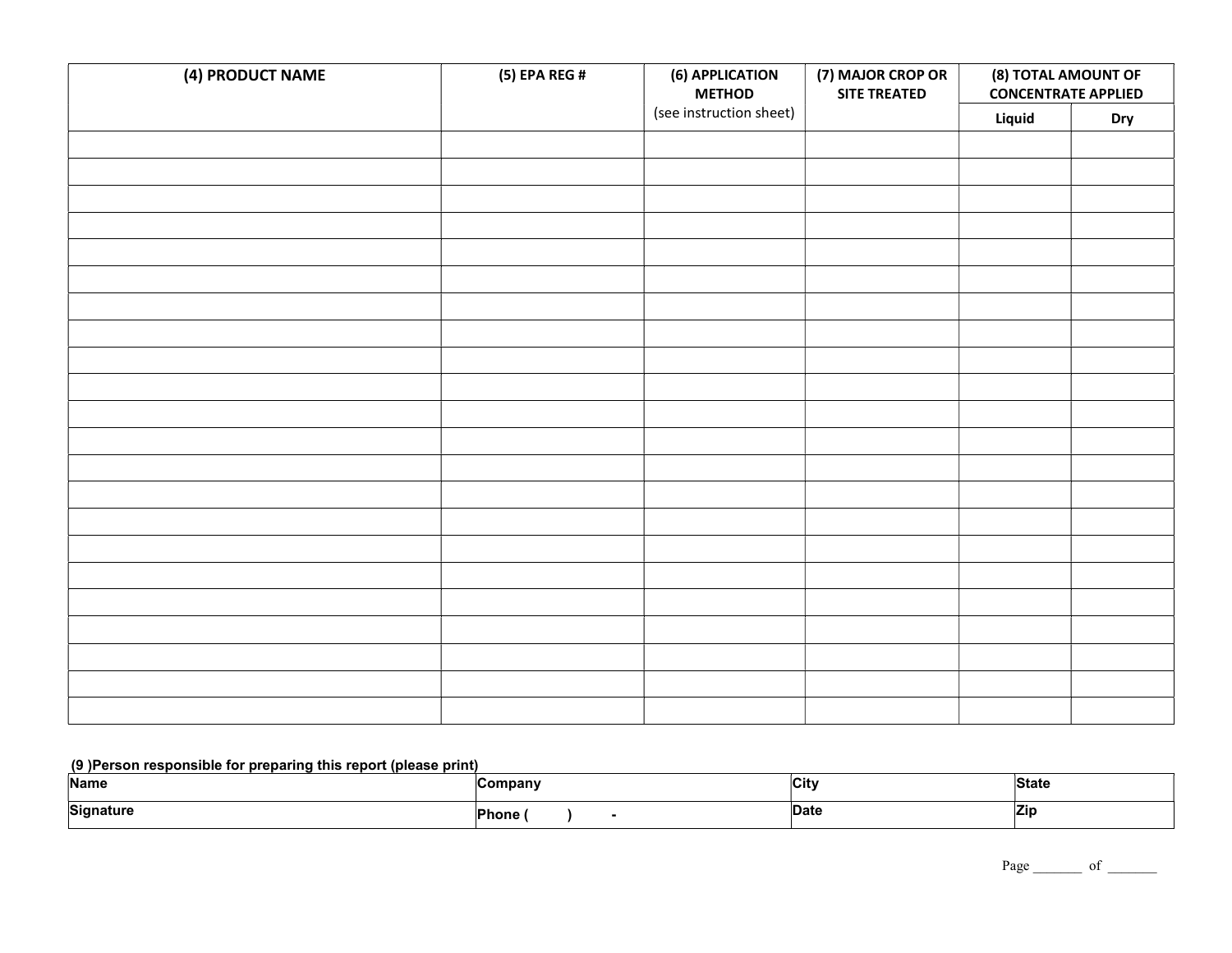| (4) PRODUCT NAME | (5) EPA REG # | (6) APPLICATION METHOD (see instruction sheet) | (7) MAJOR CROP OR SITE TREATED | (8) TOTAL AMOUNT OF CONCENTRATE APPLIED | |
|---|---|---|---|---|---|
| | | | | Liquid | Dry |
| | | | | | |
| | | | | | |
| | | | | | |
| | | | | | |
| | | | | | |
| | | | | | |
| | | | | | |
| | | | | | |
| | | | | | |
| | | | | | |
| | | | | | |
| | | | | | |
| | | | | | |
| | | | | | |
| | | | | | |
| | | | | | |
| | | | | | |
| | | | | | |
| | | | | | |
| | | | | | |
| | | | | | |
| | | | | | |

**(9 )Person responsible for preparing this report (please print)**

| Name | Company | City | State |
|---|---|---|---|
| Signature | Phone (        )        - | Date | Zip |

Page _______ of _______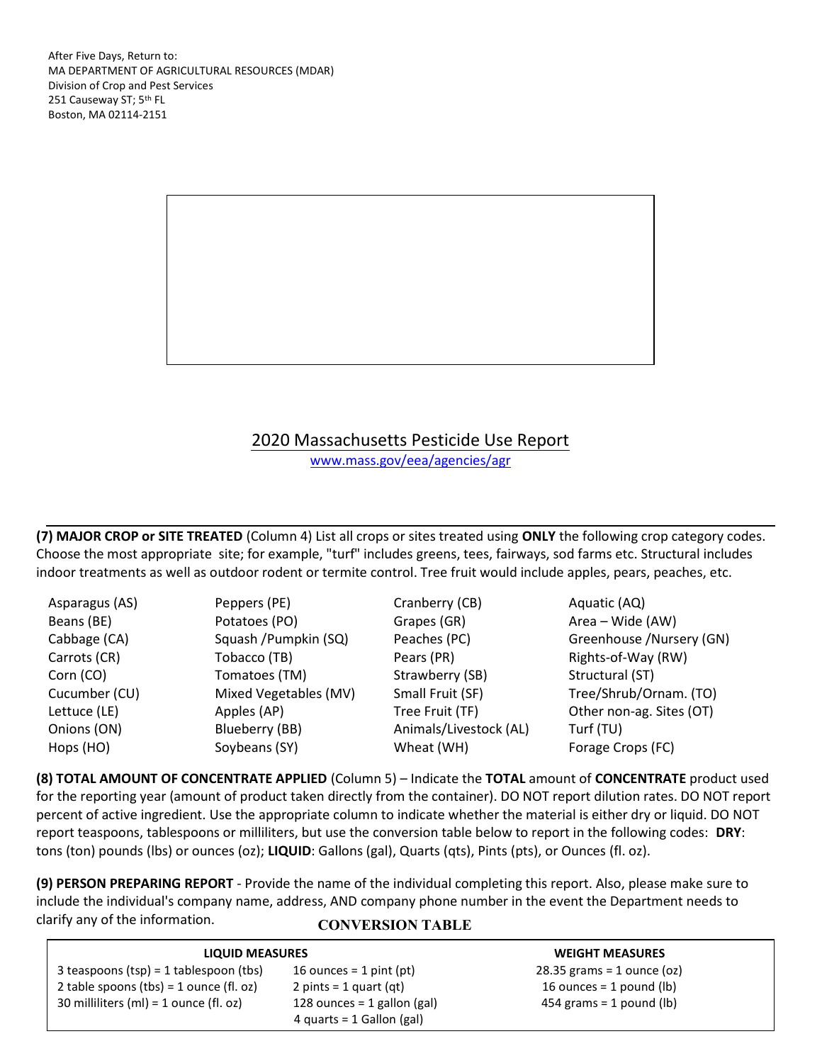After Five Days, Return to:
MA DEPARTMENT OF AGRICULTURAL RESOURCES (MDAR)
Division of Crop and Pest Services
251 Causeway ST; 5th FL
Boston, MA 02114-2151

# 2020 Massachusetts Pesticide Use Report

www.mass.gov/eea/agencies/agr

**(7) MAJOR CROP or SITE TREATED** (Column 4) List all crops or sites treated using **ONLY** the following crop category codes. Choose the most appropriate site; for example, "turf" includes greens, tees, fairways, sod farms etc. Structural includes indoor treatments as well as outdoor rodent or termite control. Tree fruit would include apples, pears, peaches, etc.

| | | | |
|---|---|---|---|
| Asparagus (AS) | Peppers (PE) | Cranberry (CB) | Aquatic (AQ) |
| Beans (BE) | Potatoes (PO) | Grapes (GR) | Area – Wide (AW) |
| Cabbage (CA) | Squash /Pumpkin (SQ) | Peaches (PC) | Greenhouse /Nursery (GN) |
| Carrots (CR) | Tobacco (TB) | Pears (PR) | Rights-of-Way (RW) |
| Corn (CO) | Tomatoes (TM) | Strawberry (SB) | Structural (ST) |
| Cucumber (CU) | Mixed Vegetables (MV) | Small Fruit (SF) | Tree/Shrub/Ornam. (TO) |
| Lettuce (LE) | Apples (AP) | Tree Fruit (TF) | Other non-ag. Sites (OT) |
| Onions (ON) | Blueberry (BB) | Animals/Livestock (AL) | Turf (TU) |
| Hops (HO) | Soybeans (SY) | Wheat (WH) | Forage Crops (FC) |

**(8) TOTAL AMOUNT OF CONCENTRATE APPLIED** (Column 5) – Indicate the **TOTAL** amount of **CONCENTRATE** product used for the reporting year (amount of product taken directly from the container). DO NOT report dilution rates. DO NOT report percent of active ingredient. Use the appropriate column to indicate whether the material is either dry or liquid. DO NOT report teaspoons, tablespoons or milliliters, but use the conversion table below to report in the following codes: **DRY**: tons (ton) pounds (lbs) or ounces (oz); **LIQUID**: Gallons (gal), Quarts (qts), Pints (pts), or Ounces (fl. oz).

**(9) PERSON PREPARING REPORT** - Provide the name of the individual completing this report. Also, please make sure to include the individual's company name, address, AND company phone number in the event the Department needs to clarify any of the information.

**CONVERSION TABLE**

| LIQUID MEASURES | | WEIGHT MEASURES |
|---|---|---|
| 3 teaspoons (tsp) = 1 tablespoon (tbs) | 16 ounces = 1 pint (pt) | 28.35 grams = 1 ounce (oz) |
| 2 table spoons (tbs) = 1 ounce (fl. oz) | 2 pints = 1 quart (qt) | 16 ounces = 1 pound (lb) |
| 30 milliliters (ml) = 1 ounce (fl. oz) | 128 ounces = 1 gallon (gal) | 454 grams = 1 pound (lb) |
| | 4 quarts = 1 Gallon (gal) | |